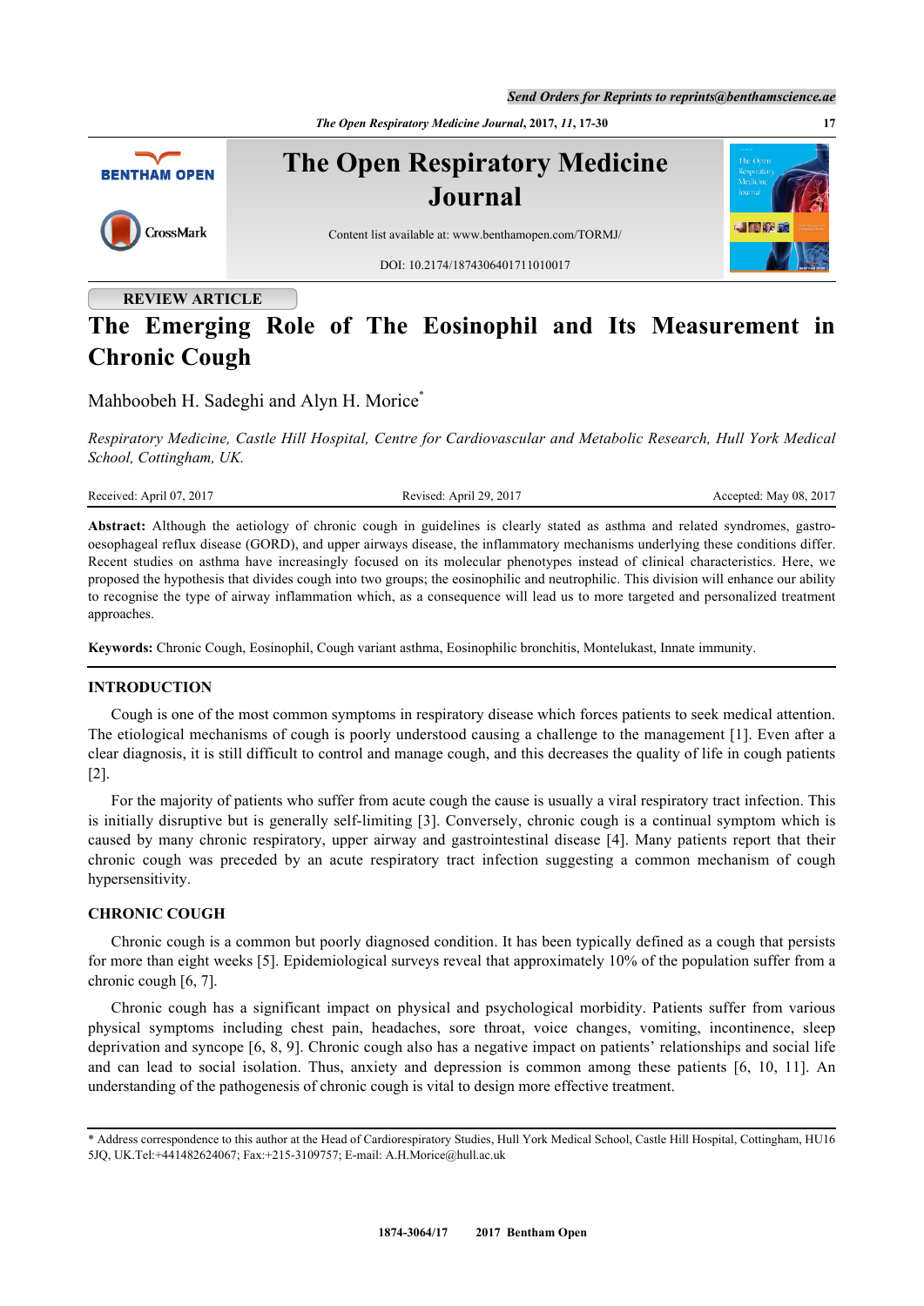# The Emerging Role of The Eosinophil and Its Measurement in Chronic Cough

REVIEW ARTICLE

Mahboobeh H. Sadeghi and Alyn H. Morice*

*Respiratory Medicine, Castle Hill Hospital, Centre for Cardiovascular and Metabolic Research, Hull York Medical School, Cottingham, UK.*

Received: April 07, 2017 Revised: April 29, 2017 Accepted: May 08, 2017

**Abstract:** Although the aetiology of chronic cough in guidelines is clearly stated as asthma and related syndromes, gastro-oesophageal reflux disease (GORD), and upper airways disease, the inflammatory mechanisms underlying these conditions differ. Recent studies on asthma have increasingly focused on its molecular phenotypes instead of clinical characteristics. Here, we proposed the hypothesis that divides cough into two groups; the eosinophilic and neutrophilic. This division will enhance our ability to recognise the type of airway inflammation which, as a consequence will lead us to more targeted and personalized treatment approaches.

**Keywords:** Chronic Cough, Eosinophil, Cough variant asthma, Eosinophilic bronchitis, Montelukast, Innate immunity.

## INTRODUCTION

Cough is one of the most common symptoms in respiratory disease which forces patients to seek medical attention. The etiological mechanisms of cough is poorly understood causing a challenge to the management [1]. Even after a clear diagnosis, it is still difficult to control and manage cough, and this decreases the quality of life in cough patients [2].

For the majority of patients who suffer from acute cough the cause is usually a viral respiratory tract infection. This is initially disruptive but is generally self-limiting [3]. Conversely, chronic cough is a continual symptom which is caused by many chronic respiratory, upper airway and gastrointestinal disease [4]. Many patients report that their chronic cough was preceded by an acute respiratory tract infection suggesting a common mechanism of cough hypersensitivity.

## CHRONIC COUGH

Chronic cough is a common but poorly diagnosed condition. It has been typically defined as a cough that persists for more than eight weeks [5]. Epidemiological surveys reveal that approximately 10% of the population suffer from a chronic cough [6, 7].

Chronic cough has a significant impact on physical and psychological morbidity. Patients suffer from various physical symptoms including chest pain, headaches, sore throat, voice changes, vomiting, incontinence, sleep deprivation and syncope [6, 8, 9]. Chronic cough also has a negative impact on patients' relationships and social life and can lead to social isolation. Thus, anxiety and depression is common among these patients [6, 10, 11]. An understanding of the pathogenesis of chronic cough is vital to design more effective treatment.

---

* Address correspondence to this author at the Head of Cardiorespiratory Studies, Hull York Medical School, Castle Hill Hospital, Cottingham, HU16 5JQ, UK.Tel:+441482624067; Fax:+215-3109757; E-mail: A.H.Morice@hull.ac.uk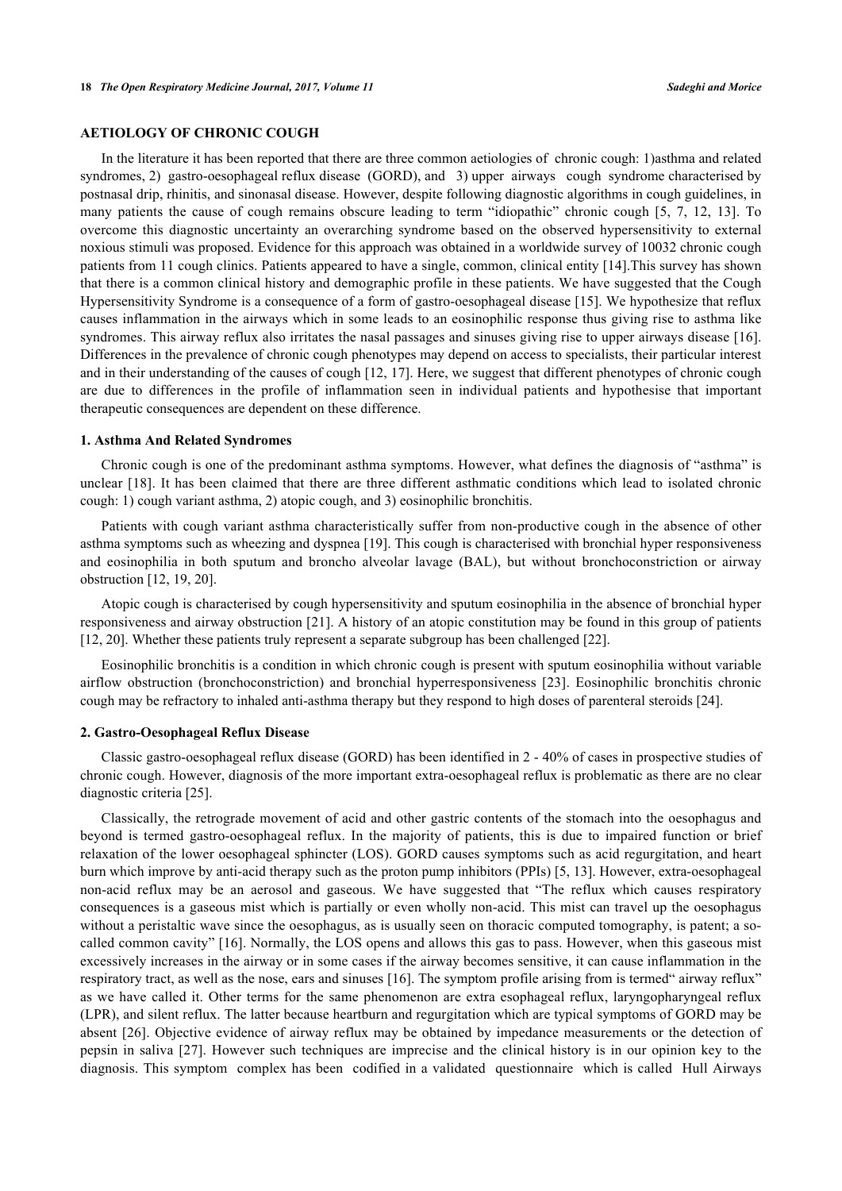## AETIOLOGY OF CHRONIC COUGH

In the literature it has been reported that there are three common aetiologies of chronic cough: 1)asthma and related syndromes, 2) gastro-oesophageal reflux disease (GORD), and 3) upper airways cough syndrome characterised by postnasal drip, rhinitis, and sinonasal disease. However, despite following diagnostic algorithms in cough guidelines, in many patients the cause of cough remains obscure leading to term "idiopathic" chronic cough [5, 7, 12, 13]. To overcome this diagnostic uncertainty an overarching syndrome based on the observed hypersensitivity to external noxious stimuli was proposed. Evidence for this approach was obtained in a worldwide survey of 10032 chronic cough patients from 11 cough clinics. Patients appeared to have a single, common, clinical entity [14].This survey has shown that there is a common clinical history and demographic profile in these patients. We have suggested that the Cough Hypersensitivity Syndrome is a consequence of a form of gastro-oesophageal disease [15]. We hypothesize that reflux causes inflammation in the airways which in some leads to an eosinophilic response thus giving rise to asthma like syndromes. This airway reflux also irritates the nasal passages and sinuses giving rise to upper airways disease [16]. Differences in the prevalence of chronic cough phenotypes may depend on access to specialists, their particular interest and in their understanding of the causes of cough [12, 17]. Here, we suggest that different phenotypes of chronic cough are due to differences in the profile of inflammation seen in individual patients and hypothesise that important therapeutic consequences are dependent on these difference.

### 1. Asthma And Related Syndromes

Chronic cough is one of the predominant asthma symptoms. However, what defines the diagnosis of "asthma" is unclear [18]. It has been claimed that there are three different asthmatic conditions which lead to isolated chronic cough: 1) cough variant asthma, 2) atopic cough, and 3) eosinophilic bronchitis.

Patients with cough variant asthma characteristically suffer from non-productive cough in the absence of other asthma symptoms such as wheezing and dyspnea [19]. This cough is characterised with bronchial hyper responsiveness and eosinophilia in both sputum and broncho alveolar lavage (BAL), but without bronchoconstriction or airway obstruction [12, 19, 20].

Atopic cough is characterised by cough hypersensitivity and sputum eosinophilia in the absence of bronchial hyper responsiveness and airway obstruction [21]. A history of an atopic constitution may be found in this group of patients [12, 20]. Whether these patients truly represent a separate subgroup has been challenged [22].

Eosinophilic bronchitis is a condition in which chronic cough is present with sputum eosinophilia without variable airflow obstruction (bronchoconstriction) and bronchial hyperresponsiveness [23]. Eosinophilic bronchitis chronic cough may be refractory to inhaled anti-asthma therapy but they respond to high doses of parenteral steroids [24].

### 2. Gastro-Oesophageal Reflux Disease

Classic gastro-oesophageal reflux disease (GORD) has been identified in 2 - 40% of cases in prospective studies of chronic cough. However, diagnosis of the more important extra-oesophageal reflux is problematic as there are no clear diagnostic criteria [25].

Classically, the retrograde movement of acid and other gastric contents of the stomach into the oesophagus and beyond is termed gastro-oesophageal reflux. In the majority of patients, this is due to impaired function or brief relaxation of the lower oesophageal sphincter (LOS). GORD causes symptoms such as acid regurgitation, and heart burn which improve by anti-acid therapy such as the proton pump inhibitors (PPIs) [5, 13]. However, extra-oesophageal non-acid reflux may be an aerosol and gaseous. We have suggested that "The reflux which causes respiratory consequences is a gaseous mist which is partially or even wholly non-acid. This mist can travel up the oesophagus without a peristaltic wave since the oesophagus, as is usually seen on thoracic computed tomography, is patent; a so-called common cavity" [16]. Normally, the LOS opens and allows this gas to pass. However, when this gaseous mist excessively increases in the airway or in some cases if the airway becomes sensitive, it can cause inflammation in the respiratory tract, as well as the nose, ears and sinuses [16]. The symptom profile arising from is termed" airway reflux" as we have called it. Other terms for the same phenomenon are extra esophageal reflux, laryngopharyngeal reflux (LPR), and silent reflux. The latter because heartburn and regurgitation which are typical symptoms of GORD may be absent [26]. Objective evidence of airway reflux may be obtained by impedance measurements or the detection of pepsin in saliva [27]. However such techniques are imprecise and the clinical history is in our opinion key to the diagnosis. This symptom complex has been codified in a validated questionnaire which is called Hull Airways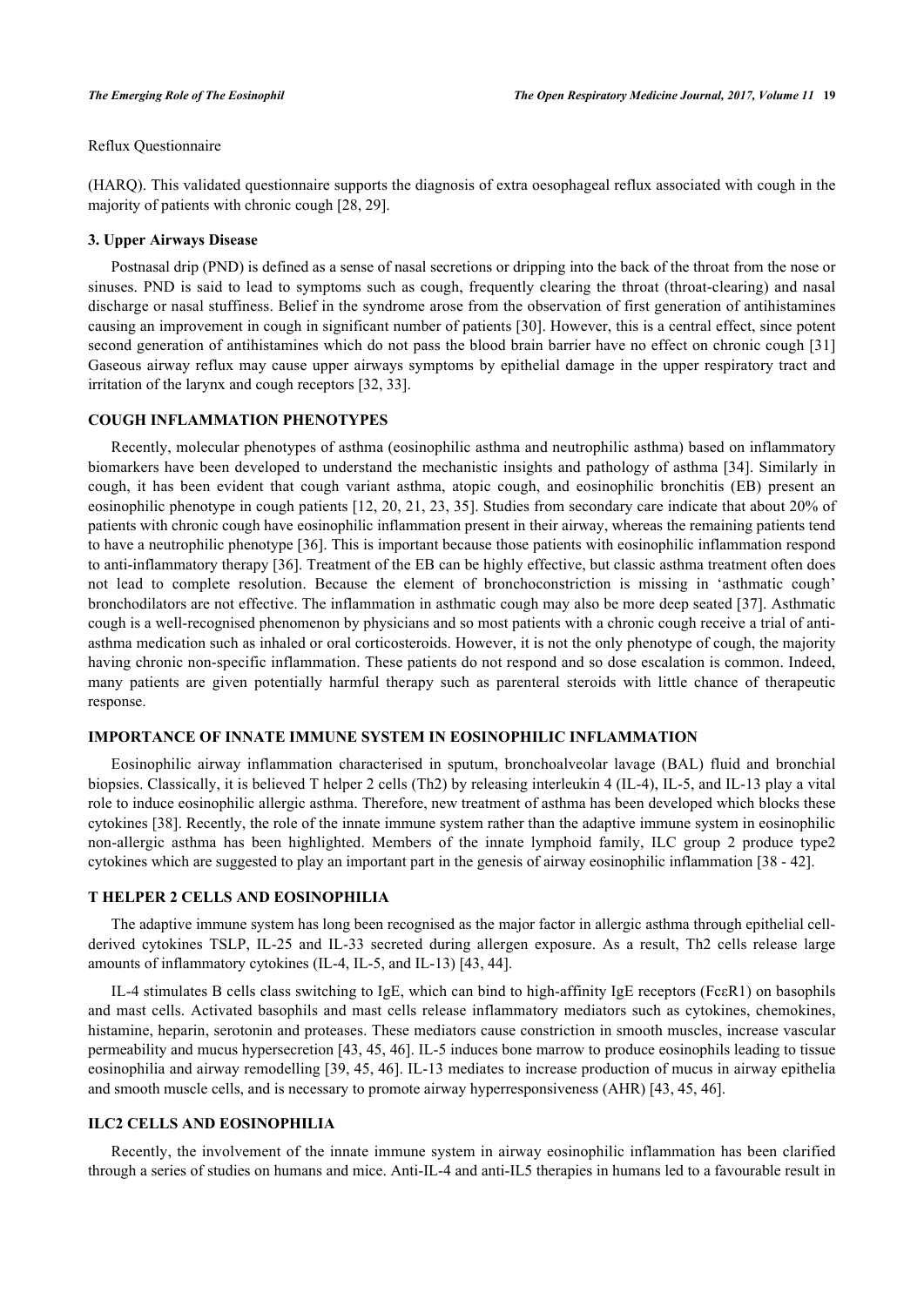Reflux Questionnaire

(HARQ). This validated questionnaire supports the diagnosis of extra oesophageal reflux associated with cough in the majority of patients with chronic cough [28, 29].

### 3. Upper Airways Disease

Postnasal drip (PND) is defined as a sense of nasal secretions or dripping into the back of the throat from the nose or sinuses. PND is said to lead to symptoms such as cough, frequently clearing the throat (throat-clearing) and nasal discharge or nasal stuffiness. Belief in the syndrome arose from the observation of first generation of antihistamines causing an improvement in cough in significant number of patients [30]. However, this is a central effect, since potent second generation of antihistamines which do not pass the blood brain barrier have no effect on chronic cough [31] Gaseous airway reflux may cause upper airways symptoms by epithelial damage in the upper respiratory tract and irritation of the larynx and cough receptors [32, 33].

## COUGH INFLAMMATION PHENOTYPES

Recently, molecular phenotypes of asthma (eosinophilic asthma and neutrophilic asthma) based on inflammatory biomarkers have been developed to understand the mechanistic insights and pathology of asthma [34]. Similarly in cough, it has been evident that cough variant asthma, atopic cough, and eosinophilic bronchitis (EB) present an eosinophilic phenotype in cough patients [12, 20, 21, 23, 35]. Studies from secondary care indicate that about 20% of patients with chronic cough have eosinophilic inflammation present in their airway, whereas the remaining patients tend to have a neutrophilic phenotype [36]. This is important because those patients with eosinophilic inflammation respond to anti-inflammatory therapy [36]. Treatment of the EB can be highly effective, but classic asthma treatment often does not lead to complete resolution. Because the element of bronchoconstriction is missing in 'asthmatic cough' bronchodilators are not effective. The inflammation in asthmatic cough may also be more deep seated [37]. Asthmatic cough is a well-recognised phenomenon by physicians and so most patients with a chronic cough receive a trial of anti-asthma medication such as inhaled or oral corticosteroids. However, it is not the only phenotype of cough, the majority having chronic non-specific inflammation. These patients do not respond and so dose escalation is common. Indeed, many patients are given potentially harmful therapy such as parenteral steroids with little chance of therapeutic response.

## IMPORTANCE OF INNATE IMMUNE SYSTEM IN EOSINOPHILIC INFLAMMATION

Eosinophilic airway inflammation characterised in sputum, bronchoalveolar lavage (BAL) fluid and bronchial biopsies. Classically, it is believed T helper 2 cells (Th2) by releasing interleukin 4 (IL-4), IL-5, and IL-13 play a vital role to induce eosinophilic allergic asthma. Therefore, new treatment of asthma has been developed which blocks these cytokines [38]. Recently, the role of the innate immune system rather than the adaptive immune system in eosinophilic non-allergic asthma has been highlighted. Members of the innate lymphoid family, ILC group 2 produce type2 cytokines which are suggested to play an important part in the genesis of airway eosinophilic inflammation [38 - 42].

## T HELPER 2 CELLS AND EOSINOPHILIA

The adaptive immune system has long been recognised as the major factor in allergic asthma through epithelial cell-derived cytokines TSLP, IL-25 and IL-33 secreted during allergen exposure. As a result, Th2 cells release large amounts of inflammatory cytokines (IL-4, IL-5, and IL-13) [43, 44].

IL-4 stimulates B cells class switching to IgE, which can bind to high-affinity IgE receptors (FcεR1) on basophils and mast cells. Activated basophils and mast cells release inflammatory mediators such as cytokines, chemokines, histamine, heparin, serotonin and proteases. These mediators cause constriction in smooth muscles, increase vascular permeability and mucus hypersecretion [43, 45, 46]. IL-5 induces bone marrow to produce eosinophils leading to tissue eosinophilia and airway remodelling [39, 45, 46]. IL-13 mediates to increase production of mucus in airway epithelia and smooth muscle cells, and is necessary to promote airway hyperresponsiveness (AHR) [43, 45, 46].

## ILC2 CELLS AND EOSINOPHILIA

Recently, the involvement of the innate immune system in airway eosinophilic inflammation has been clarified through a series of studies on humans and mice. Anti-IL-4 and anti-IL5 therapies in humans led to a favourable result in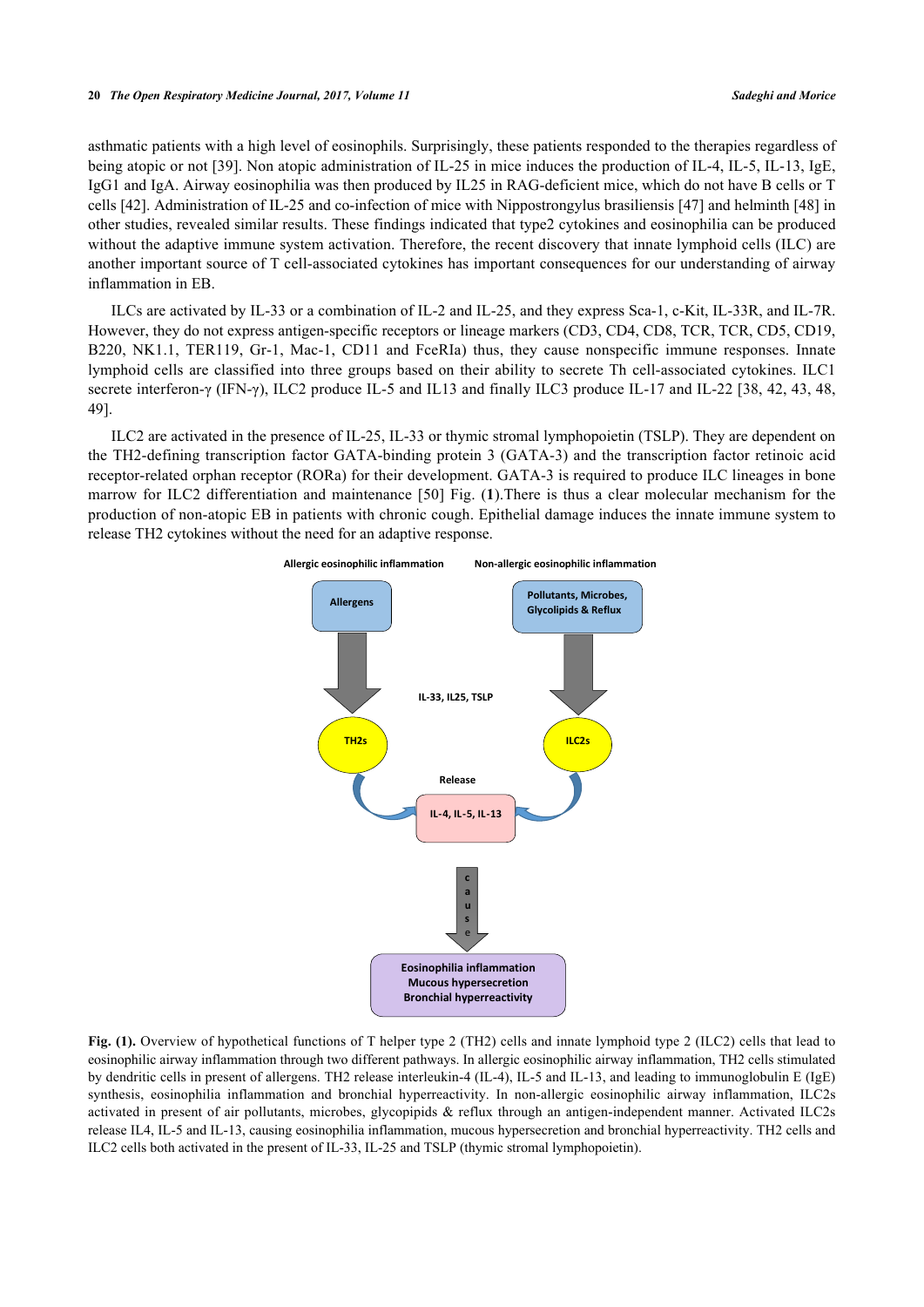asthmatic patients with a high level of eosinophils. Surprisingly, these patients responded to the therapies regardless of being atopic or not [39]. Non atopic administration of IL-25 in mice induces the production of IL-4, IL-5, IL-13, IgE, IgG1 and IgA. Airway eosinophilia was then produced by IL25 in RAG-deficient mice, which do not have B cells or T cells [42]. Administration of IL-25 and co-infection of mice with Nippostrongylus brasiliensis [47] and helminth [48] in other studies, revealed similar results. These findings indicated that type2 cytokines and eosinophilia can be produced without the adaptive immune system activation. Therefore, the recent discovery that innate lymphoid cells (ILC) are another important source of T cell-associated cytokines has important consequences for our understanding of airway inflammation in EB.

ILCs are activated by IL-33 or a combination of IL-2 and IL-25, and they express Sca-1, c-Kit, IL-33R, and IL-7R. However, they do not express antigen-specific receptors or lineage markers (CD3, CD4, CD8, TCR, TCR, CD5, CD19, B220, NK1.1, TER119, Gr-1, Mac-1, CD11 and FceRIa) thus, they cause nonspecific immune responses. Innate lymphoid cells are classified into three groups based on their ability to secrete Th cell-associated cytokines. ILC1 secrete interferon-γ (IFN-γ), ILC2 produce IL-5 and IL13 and finally ILC3 produce IL-17 and IL-22 [38, 42, 43, 48, 49].

ILC2 are activated in the presence of IL-25, IL-33 or thymic stromal lymphopoietin (TSLP). They are dependent on the TH2-defining transcription factor GATA-binding protein 3 (GATA-3) and the transcription factor retinoic acid receptor-related orphan receptor (RORa) for their development. GATA-3 is required to produce ILC lineages in bone marrow for ILC2 differentiation and maintenance [50] Fig. (**1**).There is thus a clear molecular mechanism for the production of non-atopic EB in patients with chronic cough. Epithelial damage induces the innate immune system to release TH2 cytokines without the need for an adaptive response.

**Fig. (1).** Overview of hypothetical functions of T helper type 2 (TH2) cells and innate lymphoid type 2 (ILC2) cells that lead to eosinophilic airway inflammation through two different pathways. In allergic eosinophilic airway inflammation, TH2 cells stimulated by dendritic cells in present of allergens. TH2 release interleukin-4 (IL-4), IL-5 and IL-13, and leading to immunoglobulin E (IgE) synthesis, eosinophilia inflammation and bronchial hyperreactivity. In non-allergic eosinophilic airway inflammation, ILC2s activated in present of air pollutants, microbes, glycopipids & reflux through an antigen-independent manner. Activated ILC2s release IL4, IL-5 and IL-13, causing eosinophilia inflammation, mucous hypersecretion and bronchial hyperreactivity. TH2 cells and ILC2 cells both activated in the present of IL-33, IL-25 and TSLP (thymic stromal lymphopoietin).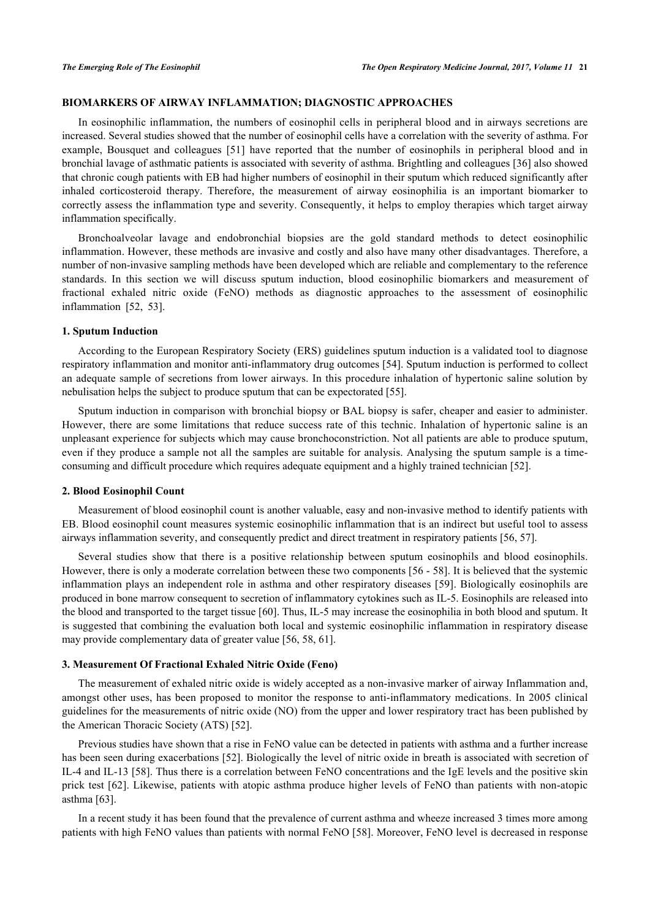## BIOMARKERS OF AIRWAY INFLAMMATION; DIAGNOSTIC APPROACHES

In eosinophilic inflammation, the numbers of eosinophil cells in peripheral blood and in airways secretions are increased. Several studies showed that the number of eosinophil cells have a correlation with the severity of asthma. For example, Bousquet and colleagues [51] have reported that the number of eosinophils in peripheral blood and in bronchial lavage of asthmatic patients is associated with severity of asthma. Brightling and colleagues [36] also showed that chronic cough patients with EB had higher numbers of eosinophil in their sputum which reduced significantly after inhaled corticosteroid therapy. Therefore, the measurement of airway eosinophilia is an important biomarker to correctly assess the inflammation type and severity. Consequently, it helps to employ therapies which target airway inflammation specifically.

Bronchoalveolar lavage and endobronchial biopsies are the gold standard methods to detect eosinophilic inflammation. However, these methods are invasive and costly and also have many other disadvantages. Therefore, a number of non-invasive sampling methods have been developed which are reliable and complementary to the reference standards. In this section we will discuss sputum induction, blood eosinophilic biomarkers and measurement of fractional exhaled nitric oxide (FeNO) methods as diagnostic approaches to the assessment of eosinophilic inflammation [52, 53].

### 1. Sputum Induction

According to the European Respiratory Society (ERS) guidelines sputum induction is a validated tool to diagnose respiratory inflammation and monitor anti-inflammatory drug outcomes [54]. Sputum induction is performed to collect an adequate sample of secretions from lower airways. In this procedure inhalation of hypertonic saline solution by nebulisation helps the subject to produce sputum that can be expectorated [55].

Sputum induction in comparison with bronchial biopsy or BAL biopsy is safer, cheaper and easier to administer. However, there are some limitations that reduce success rate of this technic. Inhalation of hypertonic saline is an unpleasant experience for subjects which may cause bronchoconstriction. Not all patients are able to produce sputum, even if they produce a sample not all the samples are suitable for analysis. Analysing the sputum sample is a time-consuming and difficult procedure which requires adequate equipment and a highly trained technician [52].

### 2. Blood Eosinophil Count

Measurement of blood eosinophil count is another valuable, easy and non-invasive method to identify patients with EB. Blood eosinophil count measures systemic eosinophilic inflammation that is an indirect but useful tool to assess airways inflammation severity, and consequently predict and direct treatment in respiratory patients [56, 57].

Several studies show that there is a positive relationship between sputum eosinophils and blood eosinophils. However, there is only a moderate correlation between these two components [56 - 58]. It is believed that the systemic inflammation plays an independent role in asthma and other respiratory diseases [59]. Biologically eosinophils are produced in bone marrow consequent to secretion of inflammatory cytokines such as IL-5. Eosinophils are released into the blood and transported to the target tissue [60]. Thus, IL-5 may increase the eosinophilia in both blood and sputum. It is suggested that combining the evaluation both local and systemic eosinophilic inflammation in respiratory disease may provide complementary data of greater value [56, 58, 61].

### 3. Measurement Of Fractional Exhaled Nitric Oxide (Feno)

The measurement of exhaled nitric oxide is widely accepted as a non-invasive marker of airway Inflammation and, amongst other uses, has been proposed to monitor the response to anti-inflammatory medications. In 2005 clinical guidelines for the measurements of nitric oxide (NO) from the upper and lower respiratory tract has been published by the American Thoracic Society (ATS) [52].

Previous studies have shown that a rise in FeNO value can be detected in patients with asthma and a further increase has been seen during exacerbations [52]. Biologically the level of nitric oxide in breath is associated with secretion of IL-4 and IL-13 [58]. Thus there is a correlation between FeNO concentrations and the IgE levels and the positive skin prick test [62]. Likewise, patients with atopic asthma produce higher levels of FeNO than patients with non-atopic asthma [63].

In a recent study it has been found that the prevalence of current asthma and wheeze increased 3 times more among patients with high FeNO values than patients with normal FeNO [58]. Moreover, FeNO level is decreased in response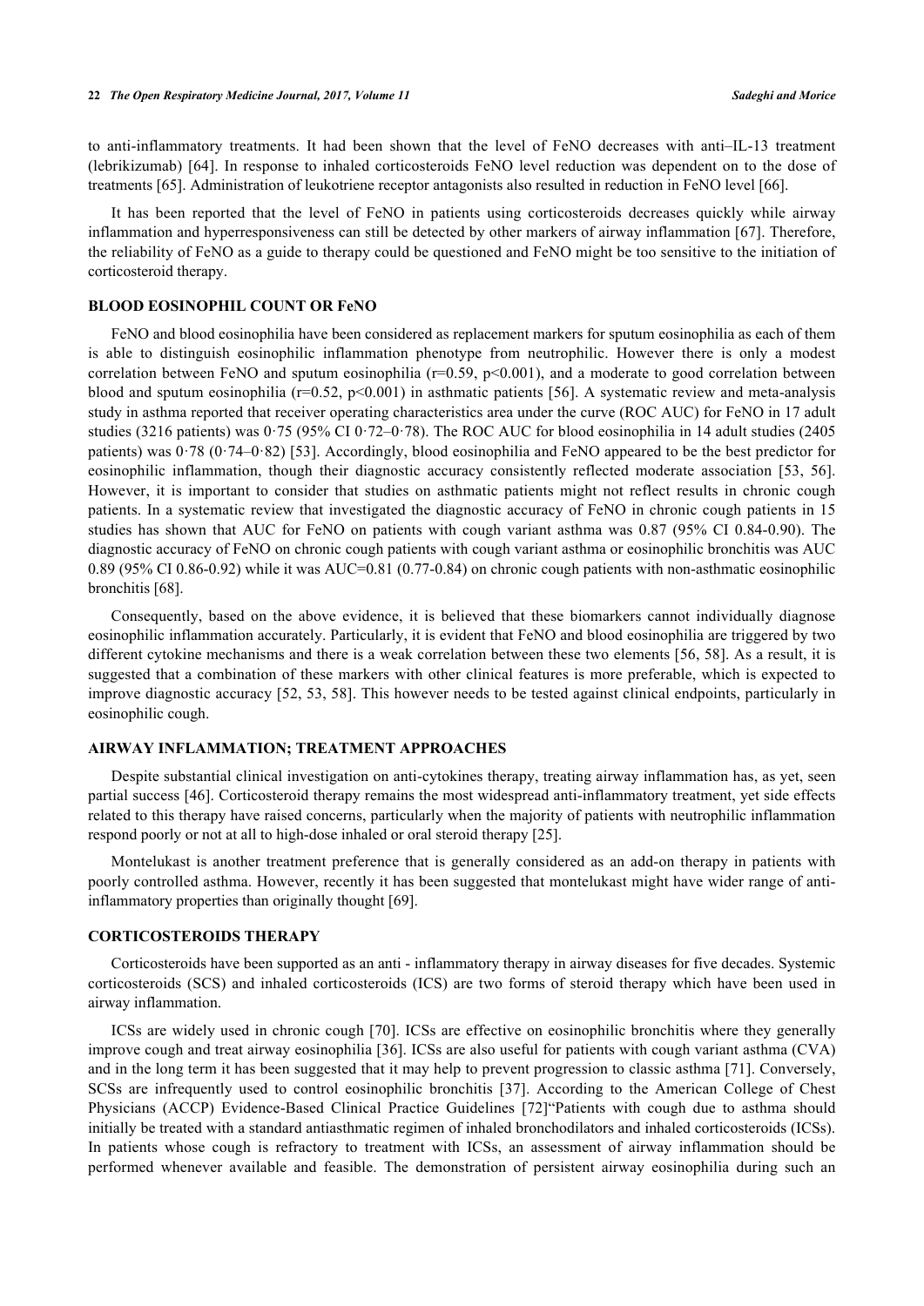to anti-inflammatory treatments. It had been shown that the level of FeNO decreases with anti–IL-13 treatment (lebrikizumab) [64]. In response to inhaled corticosteroids FeNO level reduction was dependent on to the dose of treatments [65]. Administration of leukotriene receptor antagonists also resulted in reduction in FeNO level [66].

It has been reported that the level of FeNO in patients using corticosteroids decreases quickly while airway inflammation and hyperresponsiveness can still be detected by other markers of airway inflammation [67]. Therefore, the reliability of FeNO as a guide to therapy could be questioned and FeNO might be too sensitive to the initiation of corticosteroid therapy.

## BLOOD EOSINOPHIL COUNT OR FeNO

FeNO and blood eosinophilia have been considered as replacement markers for sputum eosinophilia as each of them is able to distinguish eosinophilic inflammation phenotype from neutrophilic. However there is only a modest correlation between FeNO and sputum eosinophilia ($r=0.59$, $p<0.001$), and a moderate to good correlation between blood and sputum eosinophilia ($r=0.52$, $p<0.001$) in asthmatic patients [56]. A systematic review and meta-analysis study in asthma reported that receiver operating characteristics area under the curve (ROC AUC) for FeNO in 17 adult studies (3216 patients) was 0·75 (95% CI 0·72–0·78). The ROC AUC for blood eosinophilia in 14 adult studies (2405 patients) was 0·78 (0·74–0·82) [53]. Accordingly, blood eosinophilia and FeNO appeared to be the best predictor for eosinophilic inflammation, though their diagnostic accuracy consistently reflected moderate association [53, 56]. However, it is important to consider that studies on asthmatic patients might not reflect results in chronic cough patients. In a systematic review that investigated the diagnostic accuracy of FeNO in chronic cough patients in 15 studies has shown that AUC for FeNO on patients with cough variant asthma was 0.87 (95% CI 0.84-0.90). The diagnostic accuracy of FeNO on chronic cough patients with cough variant asthma or eosinophilic bronchitis was AUC 0.89 (95% CI 0.86-0.92) while it was AUC=0.81 (0.77-0.84) on chronic cough patients with non-asthmatic eosinophilic bronchitis [68].

Consequently, based on the above evidence, it is believed that these biomarkers cannot individually diagnose eosinophilic inflammation accurately. Particularly, it is evident that FeNO and blood eosinophilia are triggered by two different cytokine mechanisms and there is a weak correlation between these two elements [56, 58]. As a result, it is suggested that a combination of these markers with other clinical features is more preferable, which is expected to improve diagnostic accuracy [52, 53, 58]. This however needs to be tested against clinical endpoints, particularly in eosinophilic cough.

## AIRWAY INFLAMMATION; TREATMENT APPROACHES

Despite substantial clinical investigation on anti-cytokines therapy, treating airway inflammation has, as yet, seen partial success [46]. Corticosteroid therapy remains the most widespread anti-inflammatory treatment, yet side effects related to this therapy have raised concerns, particularly when the majority of patients with neutrophilic inflammation respond poorly or not at all to high-dose inhaled or oral steroid therapy [25].

Montelukast is another treatment preference that is generally considered as an add-on therapy in patients with poorly controlled asthma. However, recently it has been suggested that montelukast might have wider range of anti-inflammatory properties than originally thought [69].

## CORTICOSTEROIDS THERAPY

Corticosteroids have been supported as an anti - inflammatory therapy in airway diseases for five decades. Systemic corticosteroids (SCS) and inhaled corticosteroids (ICS) are two forms of steroid therapy which have been used in airway inflammation.

ICSs are widely used in chronic cough [70]. ICSs are effective on eosinophilic bronchitis where they generally improve cough and treat airway eosinophilia [36]. ICSs are also useful for patients with cough variant asthma (CVA) and in the long term it has been suggested that it may help to prevent progression to classic asthma [71]. Conversely, SCSs are infrequently used to control eosinophilic bronchitis [37]. According to the American College of Chest Physicians (ACCP) Evidence-Based Clinical Practice Guidelines [72]"Patients with cough due to asthma should initially be treated with a standard antiasthmatic regimen of inhaled bronchodilators and inhaled corticosteroids (ICSs). In patients whose cough is refractory to treatment with ICSs, an assessment of airway inflammation should be performed whenever available and feasible. The demonstration of persistent airway eosinophilia during such an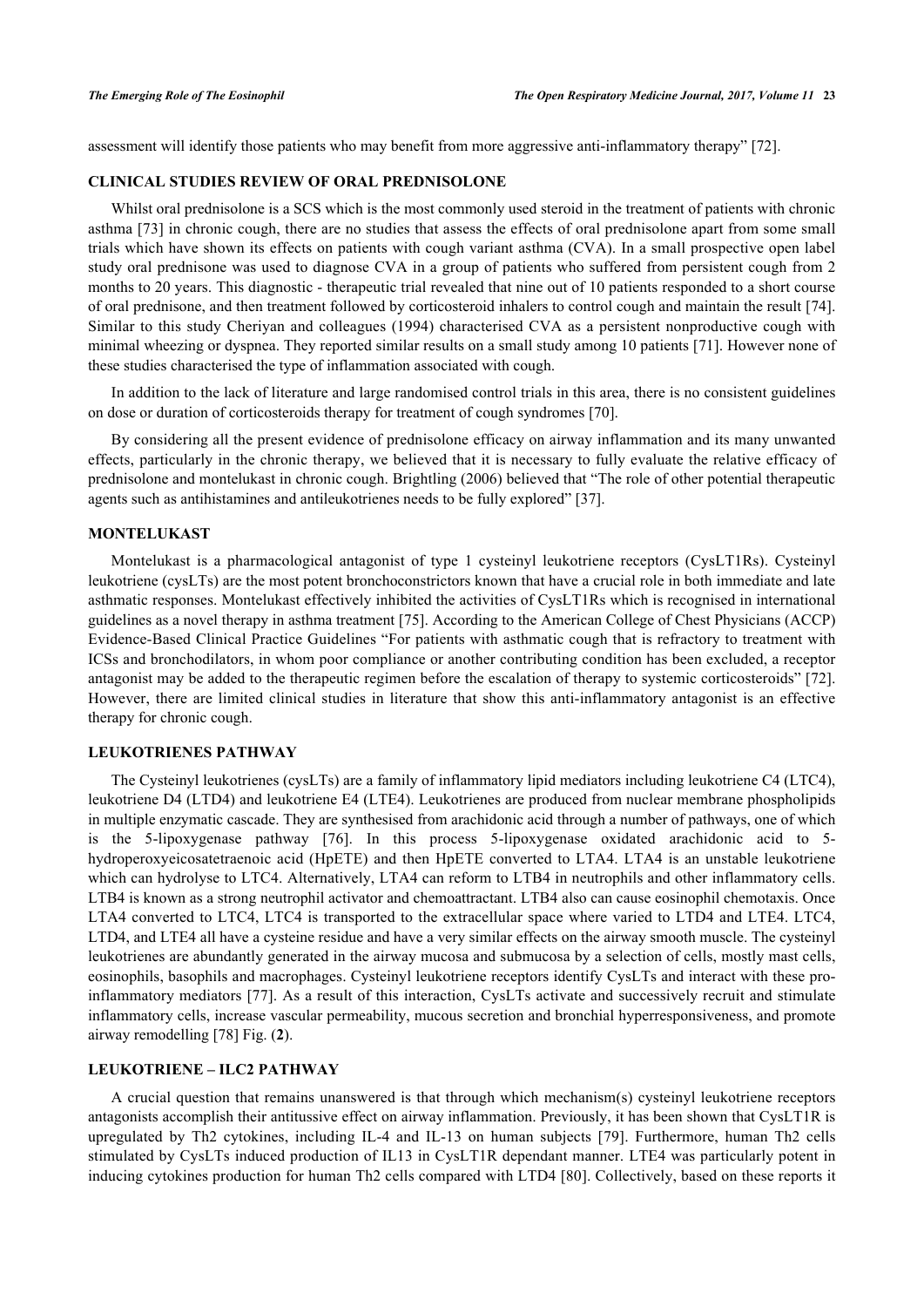assessment will identify those patients who may benefit from more aggressive anti-inflammatory therapy" [72].

## CLINICAL STUDIES REVIEW OF ORAL PREDNISOLONE

Whilst oral prednisolone is a SCS which is the most commonly used steroid in the treatment of patients with chronic asthma [73] in chronic cough, there are no studies that assess the effects of oral prednisolone apart from some small trials which have shown its effects on patients with cough variant asthma (CVA). In a small prospective open label study oral prednisone was used to diagnose CVA in a group of patients who suffered from persistent cough from 2 months to 20 years. This diagnostic - therapeutic trial revealed that nine out of 10 patients responded to a short course of oral prednisone, and then treatment followed by corticosteroid inhalers to control cough and maintain the result [74]. Similar to this study Cheriyan and colleagues (1994) characterised CVA as a persistent nonproductive cough with minimal wheezing or dyspnea. They reported similar results on a small study among 10 patients [71]. However none of these studies characterised the type of inflammation associated with cough.

In addition to the lack of literature and large randomised control trials in this area, there is no consistent guidelines on dose or duration of corticosteroids therapy for treatment of cough syndromes [70].

By considering all the present evidence of prednisolone efficacy on airway inflammation and its many unwanted effects, particularly in the chronic therapy, we believed that it is necessary to fully evaluate the relative efficacy of prednisolone and montelukast in chronic cough. Brightling (2006) believed that "The role of other potential therapeutic agents such as antihistamines and antileukotrienes needs to be fully explored" [37].

## MONTELUKAST

Montelukast is a pharmacological antagonist of type 1 cysteinyl leukotriene receptors (CysLT1Rs). Cysteinyl leukotriene (cysLTs) are the most potent bronchoconstrictors known that have a crucial role in both immediate and late asthmatic responses. Montelukast effectively inhibited the activities of CysLT1Rs which is recognised in international guidelines as a novel therapy in asthma treatment [75]. According to the American College of Chest Physicians (ACCP) Evidence-Based Clinical Practice Guidelines "For patients with asthmatic cough that is refractory to treatment with ICSs and bronchodilators, in whom poor compliance or another contributing condition has been excluded, a receptor antagonist may be added to the therapeutic regimen before the escalation of therapy to systemic corticosteroids" [72]. However, there are limited clinical studies in literature that show this anti-inflammatory antagonist is an effective therapy for chronic cough.

## LEUKOTRIENES PATHWAY

The Cysteinyl leukotrienes (cysLTs) are a family of inflammatory lipid mediators including leukotriene C4 (LTC4), leukotriene D4 (LTD4) and leukotriene E4 (LTE4). Leukotrienes are produced from nuclear membrane phospholipids in multiple enzymatic cascade. They are synthesised from arachidonic acid through a number of pathways, one of which is the 5-lipoxygenase pathway [76]. In this process 5-lipoxygenase oxidated arachidonic acid to 5-hydroperoxyeicosatetraenoic acid (HpETE) and then HpETE converted to LTA4. LTA4 is an unstable leukotriene which can hydrolyse to LTC4. Alternatively, LTA4 can reform to LTB4 in neutrophils and other inflammatory cells. LTB4 is known as a strong neutrophil activator and chemoattractant. LTB4 also can cause eosinophil chemotaxis. Once LTA4 converted to LTC4, LTC4 is transported to the extracellular space where varied to LTD4 and LTE4. LTC4, LTD4, and LTE4 all have a cysteine residue and have a very similar effects on the airway smooth muscle. The cysteinyl leukotrienes are abundantly generated in the airway mucosa and submucosa by a selection of cells, mostly mast cells, eosinophils, basophils and macrophages. Cysteinyl leukotriene receptors identify CysLTs and interact with these pro-inflammatory mediators [77]. As a result of this interaction, CysLTs activate and successively recruit and stimulate inflammatory cells, increase vascular permeability, mucous secretion and bronchial hyperresponsiveness, and promote airway remodelling [78] Fig. (**2**).

## LEUKOTRIENE – ILC2 PATHWAY

A crucial question that remains unanswered is that through which mechanism(s) cysteinyl leukotriene receptors antagonists accomplish their antitussive effect on airway inflammation. Previously, it has been shown that CysLT1R is upregulated by Th2 cytokines, including IL-4 and IL-13 on human subjects [79]. Furthermore, human Th2 cells stimulated by CysLTs induced production of IL13 in CysLT1R dependant manner. LTE4 was particularly potent in inducing cytokines production for human Th2 cells compared with LTD4 [80]. Collectively, based on these reports it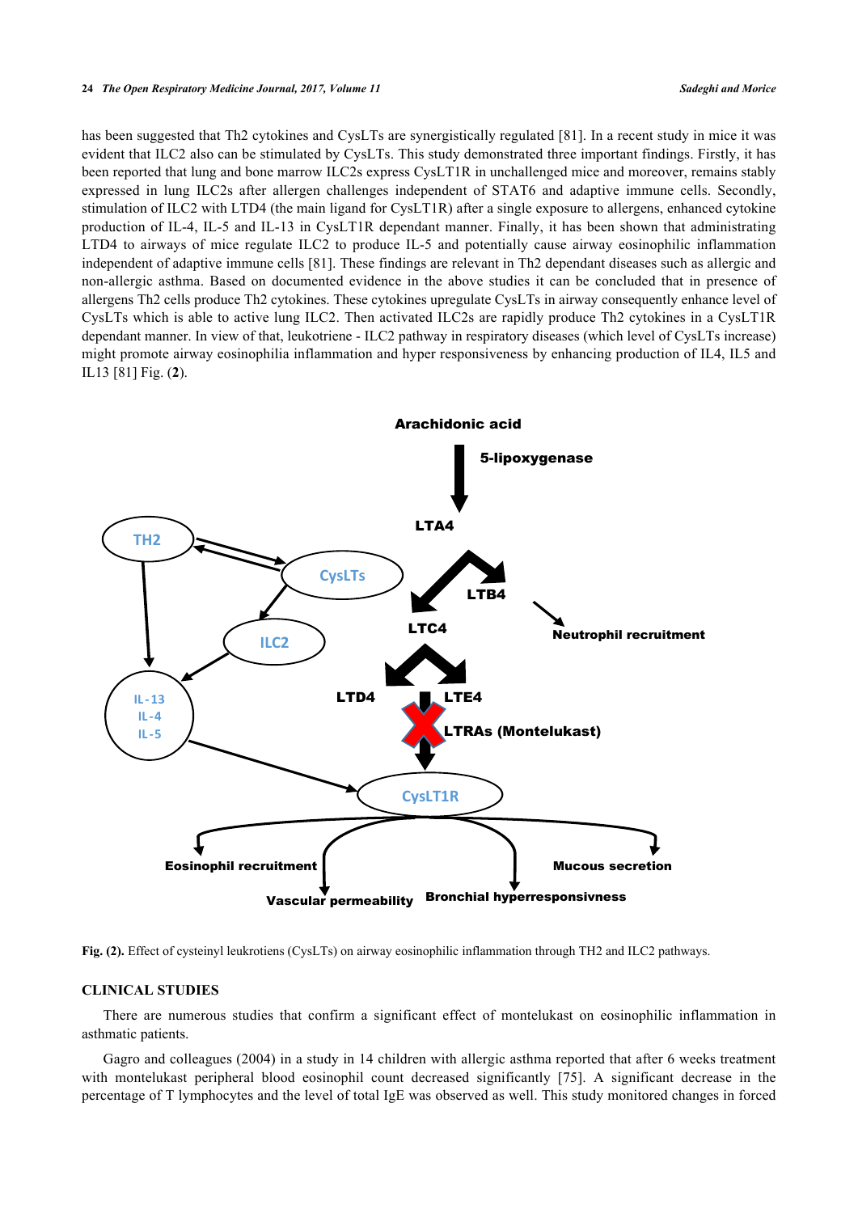has been suggested that Th2 cytokines and CysLTs are synergistically regulated [81]. In a recent study in mice it was evident that ILC2 also can be stimulated by CysLTs. This study demonstrated three important findings. Firstly, it has been reported that lung and bone marrow ILC2s express CysLT1R in unchallenged mice and moreover, remains stably expressed in lung ILC2s after allergen challenges independent of STAT6 and adaptive immune cells. Secondly, stimulation of ILC2 with LTD4 (the main ligand for CysLT1R) after a single exposure to allergens, enhanced cytokine production of IL-4, IL-5 and IL-13 in CysLT1R dependant manner. Finally, it has been shown that administrating LTD4 to airways of mice regulate ILC2 to produce IL-5 and potentially cause airway eosinophilic inflammation independent of adaptive immune cells [81]. These findings are relevant in Th2 dependant diseases such as allergic and non-allergic asthma. Based on documented evidence in the above studies it can be concluded that in presence of allergens Th2 cells produce Th2 cytokines. These cytokines upregulate CysLTs in airway consequently enhance level of CysLTs which is able to active lung ILC2. Then activated ILC2s are rapidly produce Th2 cytokines in a CysLT1R dependant manner. In view of that, leukotriene - ILC2 pathway in respiratory diseases (which level of CysLTs increase) might promote airway eosinophilia inflammation and hyper responsiveness by enhancing production of IL4, IL5 and IL13 [81] Fig. (**2**).

**Fig. (2).** Effect of cysteinyl leukotriens (CysLTs) on airway eosinophilic inflammation through TH2 and ILC2 pathways.

## CLINICAL STUDIES

There are numerous studies that confirm a significant effect of montelukast on eosinophilic inflammation in asthmatic patients.

Gagro and colleagues (2004) in a study in 14 children with allergic asthma reported that after 6 weeks treatment with montelukast peripheral blood eosinophil count decreased significantly [75]. A significant decrease in the percentage of T lymphocytes and the level of total IgE was observed as well. This study monitored changes in forced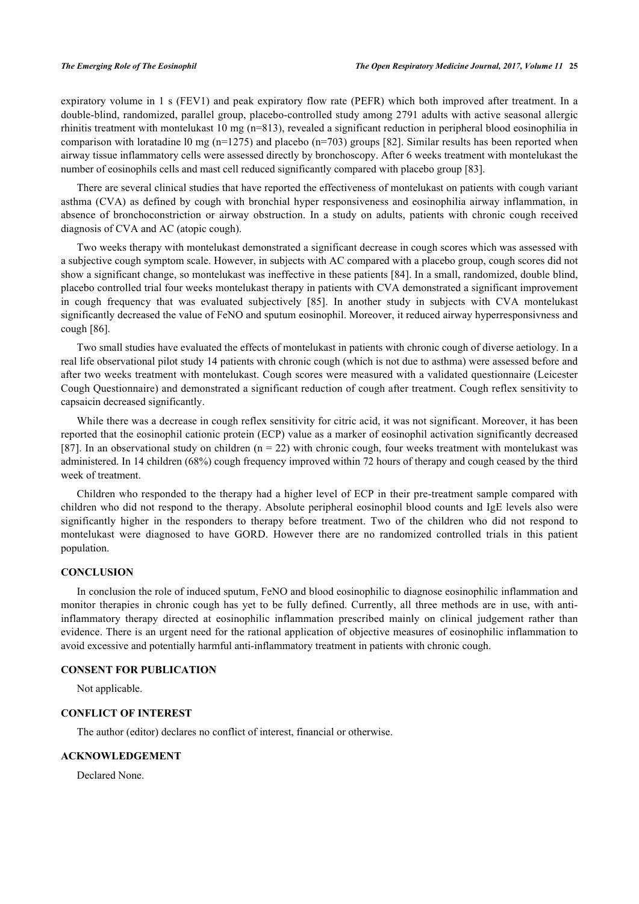expiratory volume in 1 s (FEV1) and peak expiratory flow rate (PEFR) which both improved after treatment. In a double-blind, randomized, parallel group, placebo-controlled study among 2791 adults with active seasonal allergic rhinitis treatment with montelukast 10 mg (n=813), revealed a significant reduction in peripheral blood eosinophilia in comparison with loratadine l0 mg (n=1275) and placebo (n=703) groups [82]. Similar results has been reported when airway tissue inflammatory cells were assessed directly by bronchoscopy. After 6 weeks treatment with montelukast the number of eosinophils cells and mast cell reduced significantly compared with placebo group [83].

There are several clinical studies that have reported the effectiveness of montelukast on patients with cough variant asthma (CVA) as defined by cough with bronchial hyper responsiveness and eosinophilia airway inflammation, in absence of bronchoconstriction or airway obstruction. In a study on adults, patients with chronic cough received diagnosis of CVA and AC (atopic cough).

Two weeks therapy with montelukast demonstrated a significant decrease in cough scores which was assessed with a subjective cough symptom scale. However, in subjects with AC compared with a placebo group, cough scores did not show a significant change, so montelukast was ineffective in these patients [84]. In a small, randomized, double blind, placebo controlled trial four weeks montelukast therapy in patients with CVA demonstrated a significant improvement in cough frequency that was evaluated subjectively [85]. In another study in subjects with CVA montelukast significantly decreased the value of FeNO and sputum eosinophil. Moreover, it reduced airway hyperresponsivness and cough [86].

Two small studies have evaluated the effects of montelukast in patients with chronic cough of diverse aetiology. In a real life observational pilot study 14 patients with chronic cough (which is not due to asthma) were assessed before and after two weeks treatment with montelukast. Cough scores were measured with a validated questionnaire (Leicester Cough Questionnaire) and demonstrated a significant reduction of cough after treatment. Cough reflex sensitivity to capsaicin decreased significantly.

While there was a decrease in cough reflex sensitivity for citric acid, it was not significant. Moreover, it has been reported that the eosinophil cationic protein (ECP) value as a marker of eosinophil activation significantly decreased [87]. In an observational study on children ($n = 22$) with chronic cough, four weeks treatment with montelukast was administered. In 14 children (68%) cough frequency improved within 72 hours of therapy and cough ceased by the third week of treatment.

Children who responded to the therapy had a higher level of ECP in their pre-treatment sample compared with children who did not respond to the therapy. Absolute peripheral eosinophil blood counts and IgE levels also were significantly higher in the responders to therapy before treatment. Two of the children who did not respond to montelukast were diagnosed to have GORD. However there are no randomized controlled trials in this patient population.

## CONCLUSION

In conclusion the role of induced sputum, FeNO and blood eosinophilic to diagnose eosinophilic inflammation and monitor therapies in chronic cough has yet to be fully defined. Currently, all three methods are in use, with anti-inflammatory therapy directed at eosinophilic inflammation prescribed mainly on clinical judgement rather than evidence. There is an urgent need for the rational application of objective measures of eosinophilic inflammation to avoid excessive and potentially harmful anti-inflammatory treatment in patients with chronic cough.

## CONSENT FOR PUBLICATION

Not applicable.

## CONFLICT OF INTEREST

The author (editor) declares no conflict of interest, financial or otherwise.

## ACKNOWLEDGEMENT

Declared None.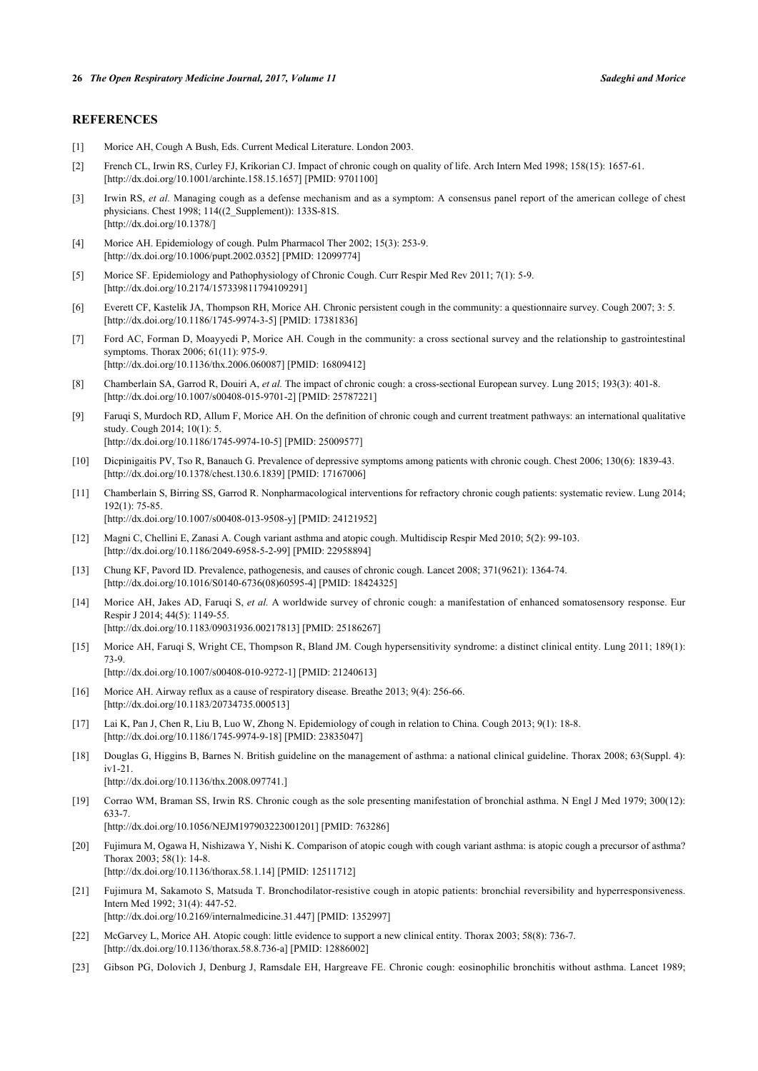## REFERENCES

[1] Morice AH, Cough A Bush, Eds. Current Medical Literature. London 2003.

[2] French CL, Irwin RS, Curley FJ, Krikorian CJ. Impact of chronic cough on quality of life. Arch Intern Med 1998; 158(15): 1657-61. [http://dx.doi.org/10.1001/archinte.158.15.1657] [PMID: 9701100]

[3] Irwin RS, *et al.* Managing cough as a defense mechanism and as a symptom: A consensus panel report of the american college of chest physicians. Chest 1998; 114((2_Supplement)): 133S-81S. [http://dx.doi.org/10.1378/]

[4] Morice AH. Epidemiology of cough. Pulm Pharmacol Ther 2002; 15(3): 253-9. [http://dx.doi.org/10.1006/pupt.2002.0352] [PMID: 12099774]

[5] Morice SF. Epidemiology and Pathophysiology of Chronic Cough. Curr Respir Med Rev 2011; 7(1): 5-9. [http://dx.doi.org/10.2174/157339811794109291]

[6] Everett CF, Kastelik JA, Thompson RH, Morice AH. Chronic persistent cough in the community: a questionnaire survey. Cough 2007; 3: 5. [http://dx.doi.org/10.1186/1745-9974-3-5] [PMID: 17381836]

[7] Ford AC, Forman D, Moayyedi P, Morice AH. Cough in the community: a cross sectional survey and the relationship to gastrointestinal symptoms. Thorax 2006; 61(11): 975-9. [http://dx.doi.org/10.1136/thx.2006.060087] [PMID: 16809412]

[8] Chamberlain SA, Garrod R, Douiri A, *et al.* The impact of chronic cough: a cross-sectional European survey. Lung 2015; 193(3): 401-8. [http://dx.doi.org/10.1007/s00408-015-9701-2] [PMID: 25787221]

[9] Faruqi S, Murdoch RD, Allum F, Morice AH. On the definition of chronic cough and current treatment pathways: an international qualitative study. Cough 2014; 10(1): 5. [http://dx.doi.org/10.1186/1745-9974-10-5] [PMID: 25009577]

[10] Dicpinigaitis PV, Tso R, Banauch G. Prevalence of depressive symptoms among patients with chronic cough. Chest 2006; 130(6): 1839-43. [http://dx.doi.org/10.1378/chest.130.6.1839] [PMID: 17167006]

[11] Chamberlain S, Birring SS, Garrod R. Nonpharmacological interventions for refractory chronic cough patients: systematic review. Lung 2014; 192(1): 75-85. [http://dx.doi.org/10.1007/s00408-013-9508-y] [PMID: 24121952]

[12] Magni C, Chellini E, Zanasi A. Cough variant asthma and atopic cough. Multidiscip Respir Med 2010; 5(2): 99-103. [http://dx.doi.org/10.1186/2049-6958-5-2-99] [PMID: 22958894]

[13] Chung KF, Pavord ID. Prevalence, pathogenesis, and causes of chronic cough. Lancet 2008; 371(9621): 1364-74. [http://dx.doi.org/10.1016/S0140-6736(08)60595-4] [PMID: 18424325]

[14] Morice AH, Jakes AD, Faruqi S, *et al.* A worldwide survey of chronic cough: a manifestation of enhanced somatosensory response. Eur Respir J 2014; 44(5): 1149-55. [http://dx.doi.org/10.1183/09031936.00217813] [PMID: 25186267]

[15] Morice AH, Faruqi S, Wright CE, Thompson R, Bland JM. Cough hypersensitivity syndrome: a distinct clinical entity. Lung 2011; 189(1): 73-9. [http://dx.doi.org/10.1007/s00408-010-9272-1] [PMID: 21240613]

[16] Morice AH. Airway reflux as a cause of respiratory disease. Breathe 2013; 9(4): 256-66. [http://dx.doi.org/10.1183/20734735.000513]

[17] Lai K, Pan J, Chen R, Liu B, Luo W, Zhong N. Epidemiology of cough in relation to China. Cough 2013; 9(1): 18-8. [http://dx.doi.org/10.1186/1745-9974-9-18] [PMID: 23835047]

[18] Douglas G, Higgins B, Barnes N. British guideline on the management of asthma: a national clinical guideline. Thorax 2008; 63(Suppl. 4): iv1-21. [http://dx.doi.org/10.1136/thx.2008.097741.]

[19] Corrao WM, Braman SS, Irwin RS. Chronic cough as the sole presenting manifestation of bronchial asthma. N Engl J Med 1979; 300(12): 633-7. [http://dx.doi.org/10.1056/NEJM197903223001201] [PMID: 763286]

[20] Fujimura M, Ogawa H, Nishizawa Y, Nishi K. Comparison of atopic cough with cough variant asthma: is atopic cough a precursor of asthma? Thorax 2003; 58(1): 14-8. [http://dx.doi.org/10.1136/thorax.58.1.14] [PMID: 12511712]

[21] Fujimura M, Sakamoto S, Matsuda T. Bronchodilator-resistive cough in atopic patients: bronchial reversibility and hyperresponsiveness. Intern Med 1992; 31(4): 447-52. [http://dx.doi.org/10.2169/internalmedicine.31.447] [PMID: 1352997]

[22] McGarvey L, Morice AH. Atopic cough: little evidence to support a new clinical entity. Thorax 2003; 58(8): 736-7. [http://dx.doi.org/10.1136/thorax.58.8.736-a] [PMID: 12886002]

[23] Gibson PG, Dolovich J, Denburg J, Ramsdale EH, Hargreave FE. Chronic cough: eosinophilic bronchitis without asthma. Lancet 1989;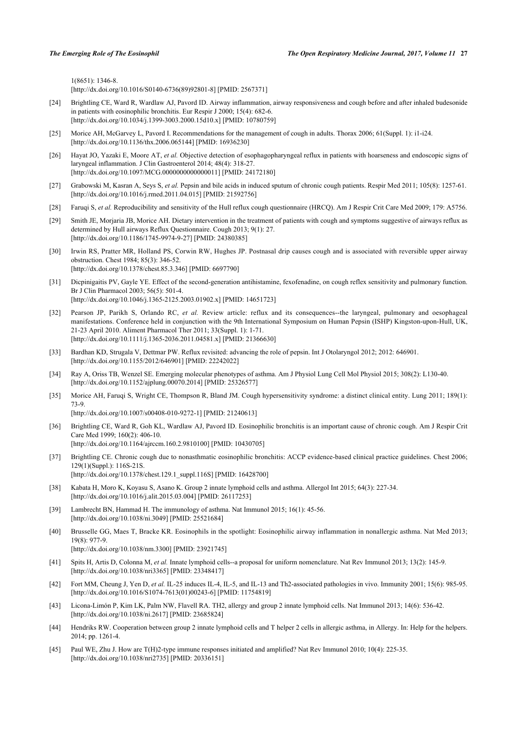1(8651): 1346-8.
[http://dx.doi.org/10.1016/S0140-6736(89)92801-8] [PMID: 2567371]

[24] Brightling CE, Ward R, Wardlaw AJ, Pavord ID. Airway inflammation, airway responsiveness and cough before and after inhaled budesonide in patients with eosinophilic bronchitis. Eur Respir J 2000; 15(4): 682-6.
[http://dx.doi.org/10.1034/j.1399-3003.2000.15d10.x] [PMID: 10780759]

[25] Morice AH, McGarvey L, Pavord I. Recommendations for the management of cough in adults. Thorax 2006; 61(Suppl. 1): i1-i24.
[http://dx.doi.org/10.1136/thx.2006.065144] [PMID: 16936230]

[26] Hayat JO, Yazaki E, Moore AT, *et al.* Objective detection of esophagopharyngeal reflux in patients with hoarseness and endoscopic signs of laryngeal inflammation. J Clin Gastroenterol 2014; 48(4): 318-27.
[http://dx.doi.org/10.1097/MCG.0000000000000011] [PMID: 24172180]

[27] Grabowski M, Kasran A, Seys S, *et al.* Pepsin and bile acids in induced sputum of chronic cough patients. Respir Med 2011; 105(8): 1257-61.
[http://dx.doi.org/10.1016/j.rmed.2011.04.015] [PMID: 21592756]

[28] Faruqi S, *et al.* Reproducibility and sensitivity of the Hull reflux cough questionnaire (HRCQ). Am J Respir Crit Care Med 2009; 179: A5756.

[29] Smith JE, Morjaria JB, Morice AH. Dietary intervention in the treatment of patients with cough and symptoms suggestive of airways reflux as determined by Hull airways Reflux Questionnaire. Cough 2013; 9(1): 27.
[http://dx.doi.org/10.1186/1745-9974-9-27] [PMID: 24380385]

[30] Irwin RS, Pratter MR, Holland PS, Corwin RW, Hughes JP. Postnasal drip causes cough and is associated with reversible upper airway obstruction. Chest 1984; 85(3): 346-52.
[http://dx.doi.org/10.1378/chest.85.3.346] [PMID: 6697790]

[31] Dicpinigaitis PV, Gayle YE. Effect of the second-generation antihistamine, fexofenadine, on cough reflex sensitivity and pulmonary function. Br J Clin Pharmacol 2003; 56(5): 501-4.
[http://dx.doi.org/10.1046/j.1365-2125.2003.01902.x] [PMID: 14651723]

[32] Pearson JP, Parikh S, Orlando RC, *et al.* Review article: reflux and its consequences--the laryngeal, pulmonary and oesophageal manifestations. Conference held in conjunction with the 9th International Symposium on Human Pepsin (ISHP) Kingston-upon-Hull, UK, 21-23 April 2010. Aliment Pharmacol Ther 2011; 33(Suppl. 1): 1-71.
[http://dx.doi.org/10.1111/j.1365-2036.2011.04581.x] [PMID: 21366630]

[33] Bardhan KD, Strugala V, Dettmar PW. Reflux revisited: advancing the role of pepsin. Int J Otolaryngol 2012; 2012: 646901.
[http://dx.doi.org/10.1155/2012/646901] [PMID: 22242022]

[34] Ray A, Oriss TB, Wenzel SE. Emerging molecular phenotypes of asthma. Am J Physiol Lung Cell Mol Physiol 2015; 308(2): L130-40.
[http://dx.doi.org/10.1152/ajplung.00070.2014] [PMID: 25326577]

[35] Morice AH, Faruqi S, Wright CE, Thompson R, Bland JM. Cough hypersensitivity syndrome: a distinct clinical entity. Lung 2011; 189(1): 73-9.
[http://dx.doi.org/10.1007/s00408-010-9272-1] [PMID: 21240613]

[36] Brightling CE, Ward R, Goh KL, Wardlaw AJ, Pavord ID. Eosinophilic bronchitis is an important cause of chronic cough. Am J Respir Crit Care Med 1999; 160(2): 406-10.
[http://dx.doi.org/10.1164/ajrccm.160.2.9810100] [PMID: 10430705]

[37] Brightling CE. Chronic cough due to nonasthmatic eosinophilic bronchitis: ACCP evidence-based clinical practice guidelines. Chest 2006; 129(1)(Suppl.): 116S-21S.
[http://dx.doi.org/10.1378/chest.129.1_suppl.116S] [PMID: 16428700]

[38] Kabata H, Moro K, Koyasu S, Asano K. Group 2 innate lymphoid cells and asthma. Allergol Int 2015; 64(3): 227-34.
[http://dx.doi.org/10.1016/j.alit.2015.03.004] [PMID: 26117253]

[39] Lambrecht BN, Hammad H. The immunology of asthma. Nat Immunol 2015; 16(1): 45-56.
[http://dx.doi.org/10.1038/ni.3049] [PMID: 25521684]

[40] Brusselle GG, Maes T, Bracke KR. Eosinophils in the spotlight: Eosinophilic airway inflammation in nonallergic asthma. Nat Med 2013; 19(8): 977-9.
[http://dx.doi.org/10.1038/nm.3300] [PMID: 23921745]

[41] Spits H, Artis D, Colonna M, *et al.* Innate lymphoid cells--a proposal for uniform nomenclature. Nat Rev Immunol 2013; 13(2): 145-9.
[http://dx.doi.org/10.1038/nri3365] [PMID: 23348417]

[42] Fort MM, Cheung J, Yen D, *et al.* IL-25 induces IL-4, IL-5, and IL-13 and Th2-associated pathologies in vivo. Immunity 2001; 15(6): 985-95.
[http://dx.doi.org/10.1016/S1074-7613(01)00243-6] [PMID: 11754819]

[43] Licona-Limón P, Kim LK, Palm NW, Flavell RA. TH2, allergy and group 2 innate lymphoid cells. Nat Immunol 2013; 14(6): 536-42.
[http://dx.doi.org/10.1038/ni.2617] [PMID: 23685824]

[44] Hendriks RW. Cooperation between group 2 innate lymphoid cells and T helper 2 cells in allergic asthma, in Allergy. In: Help for the helpers. 2014; pp. 1261-4.

[45] Paul WE, Zhu J. How are T(H)2-type immune responses initiated and amplified? Nat Rev Immunol 2010; 10(4): 225-35.
[http://dx.doi.org/10.1038/nri2735] [PMID: 20336151]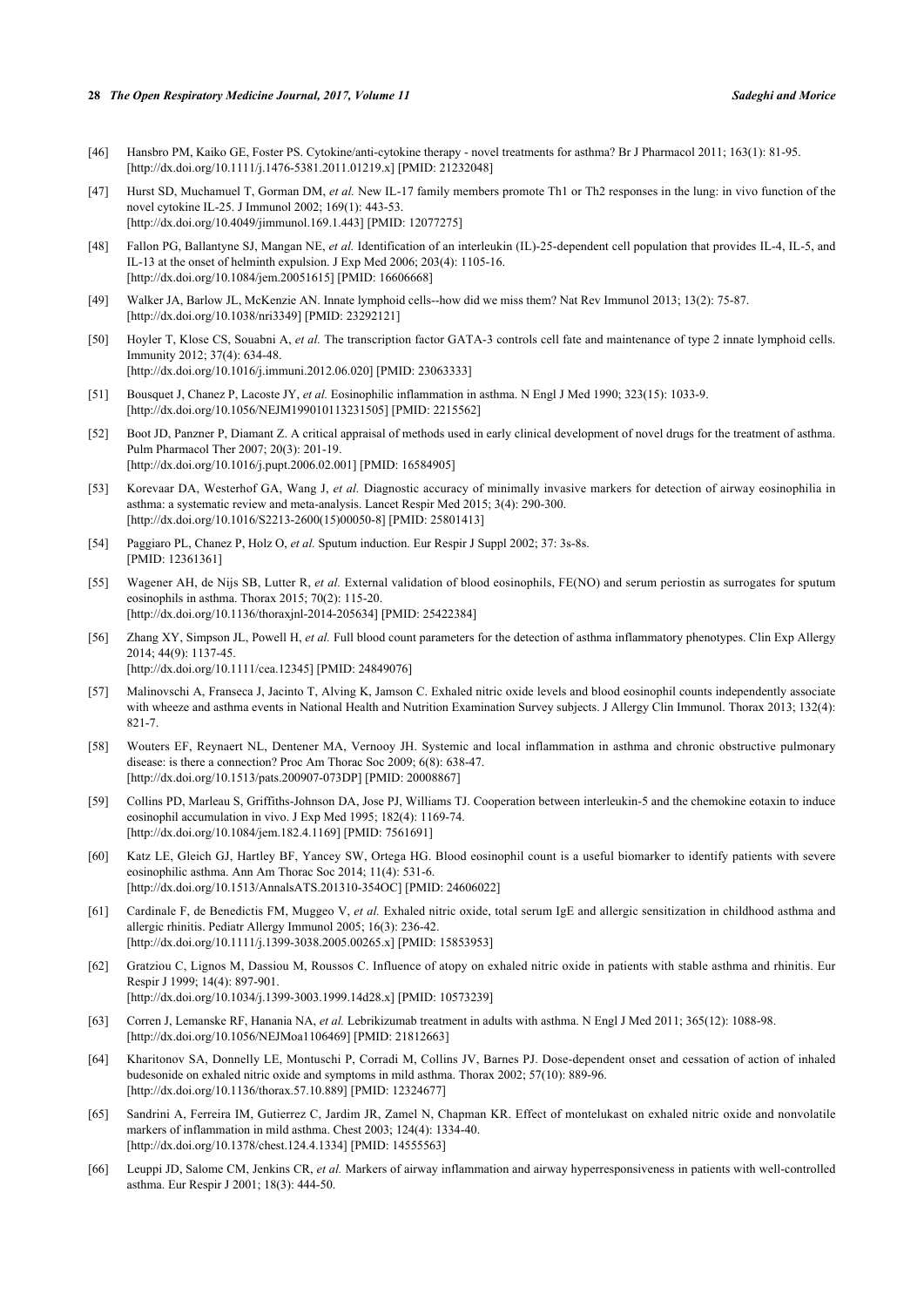[46] Hansbro PM, Kaiko GE, Foster PS. Cytokine/anti-cytokine therapy - novel treatments for asthma? Br J Pharmacol 2011; 163(1): 81-95. [http://dx.doi.org/10.1111/j.1476-5381.2011.01219.x] [PMID: 21232048]

[47] Hurst SD, Muchamuel T, Gorman DM, *et al.* New IL-17 family members promote Th1 or Th2 responses in the lung: in vivo function of the novel cytokine IL-25. J Immunol 2002; 169(1): 443-53. [http://dx.doi.org/10.4049/jimmunol.169.1.443] [PMID: 12077275]

[48] Fallon PG, Ballantyne SJ, Mangan NE, *et al.* Identification of an interleukin (IL)-25-dependent cell population that provides IL-4, IL-5, and IL-13 at the onset of helminth expulsion. J Exp Med 2006; 203(4): 1105-16. [http://dx.doi.org/10.1084/jem.20051615] [PMID: 16606668]

[49] Walker JA, Barlow JL, McKenzie AN. Innate lymphoid cells--how did we miss them? Nat Rev Immunol 2013; 13(2): 75-87. [http://dx.doi.org/10.1038/nri3349] [PMID: 23292121]

[50] Hoyler T, Klose CS, Souabni A, *et al.* The transcription factor GATA-3 controls cell fate and maintenance of type 2 innate lymphoid cells. Immunity 2012; 37(4): 634-48. [http://dx.doi.org/10.1016/j.immuni.2012.06.020] [PMID: 23063333]

[51] Bousquet J, Chanez P, Lacoste JY, *et al.* Eosinophilic inflammation in asthma. N Engl J Med 1990; 323(15): 1033-9. [http://dx.doi.org/10.1056/NEJM199010113231505] [PMID: 2215562]

[52] Boot JD, Panzner P, Diamant Z. A critical appraisal of methods used in early clinical development of novel drugs for the treatment of asthma. Pulm Pharmacol Ther 2007; 20(3): 201-19. [http://dx.doi.org/10.1016/j.pupt.2006.02.001] [PMID: 16584905]

[53] Korevaar DA, Westerhof GA, Wang J, *et al.* Diagnostic accuracy of minimally invasive markers for detection of airway eosinophilia in asthma: a systematic review and meta-analysis. Lancet Respir Med 2015; 3(4): 290-300. [http://dx.doi.org/10.1016/S2213-2600(15)00050-8] [PMID: 25801413]

[54] Paggiaro PL, Chanez P, Holz O, *et al.* Sputum induction. Eur Respir J Suppl 2002; 37: 3s-8s. [PMID: 12361361]

[55] Wagener AH, de Nijs SB, Lutter R, *et al.* External validation of blood eosinophils, FE(NO) and serum periostin as surrogates for sputum eosinophils in asthma. Thorax 2015; 70(2): 115-20. [http://dx.doi.org/10.1136/thoraxjnl-2014-205634] [PMID: 25422384]

[56] Zhang XY, Simpson JL, Powell H, *et al.* Full blood count parameters for the detection of asthma inflammatory phenotypes. Clin Exp Allergy 2014; 44(9): 1137-45. [http://dx.doi.org/10.1111/cea.12345] [PMID: 24849076]

[57] Malinovschi A, Franseca J, Jacinto T, Alving K, Jamson C. Exhaled nitric oxide levels and blood eosinophil counts independently associate with wheeze and asthma events in National Health and Nutrition Examination Survey subjects. J Allergy Clin Immunol. Thorax 2013; 132(4): 821-7.

[58] Wouters EF, Reynaert NL, Dentener MA, Vernooy JH. Systemic and local inflammation in asthma and chronic obstructive pulmonary disease: is there a connection? Proc Am Thorac Soc 2009; 6(8): 638-47. [http://dx.doi.org/10.1513/pats.200907-073DP] [PMID: 20008867]

[59] Collins PD, Marleau S, Griffiths-Johnson DA, Jose PJ, Williams TJ. Cooperation between interleukin-5 and the chemokine eotaxin to induce eosinophil accumulation in vivo. J Exp Med 1995; 182(4): 1169-74. [http://dx.doi.org/10.1084/jem.182.4.1169] [PMID: 7561691]

[60] Katz LE, Gleich GJ, Hartley BF, Yancey SW, Ortega HG. Blood eosinophil count is a useful biomarker to identify patients with severe eosinophilic asthma. Ann Am Thorac Soc 2014; 11(4): 531-6. [http://dx.doi.org/10.1513/AnnalsATS.201310-354OC] [PMID: 24606022]

[61] Cardinale F, de Benedictis FM, Muggeo V, *et al.* Exhaled nitric oxide, total serum IgE and allergic sensitization in childhood asthma and allergic rhinitis. Pediatr Allergy Immunol 2005; 16(3): 236-42. [http://dx.doi.org/10.1111/j.1399-3038.2005.00265.x] [PMID: 15853953]

[62] Gratziou C, Lignos M, Dassiou M, Roussos C. Influence of atopy on exhaled nitric oxide in patients with stable asthma and rhinitis. Eur Respir J 1999; 14(4): 897-901. [http://dx.doi.org/10.1034/j.1399-3003.1999.14d28.x] [PMID: 10573239]

[63] Corren J, Lemanske RF, Hanania NA, *et al.* Lebrikizumab treatment in adults with asthma. N Engl J Med 2011; 365(12): 1088-98. [http://dx.doi.org/10.1056/NEJMoa1106469] [PMID: 21812663]

[64] Kharitonov SA, Donnelly LE, Montuschi P, Corradi M, Collins JV, Barnes PJ. Dose-dependent onset and cessation of action of inhaled budesonide on exhaled nitric oxide and symptoms in mild asthma. Thorax 2002; 57(10): 889-96. [http://dx.doi.org/10.1136/thorax.57.10.889] [PMID: 12324677]

[65] Sandrini A, Ferreira IM, Gutierrez C, Jardim JR, Zamel N, Chapman KR. Effect of montelukast on exhaled nitric oxide and nonvolatile markers of inflammation in mild asthma. Chest 2003; 124(4): 1334-40. [http://dx.doi.org/10.1378/chest.124.4.1334] [PMID: 14555563]

[66] Leuppi JD, Salome CM, Jenkins CR, *et al.* Markers of airway inflammation and airway hyperresponsiveness in patients with well-controlled asthma. Eur Respir J 2001; 18(3): 444-50.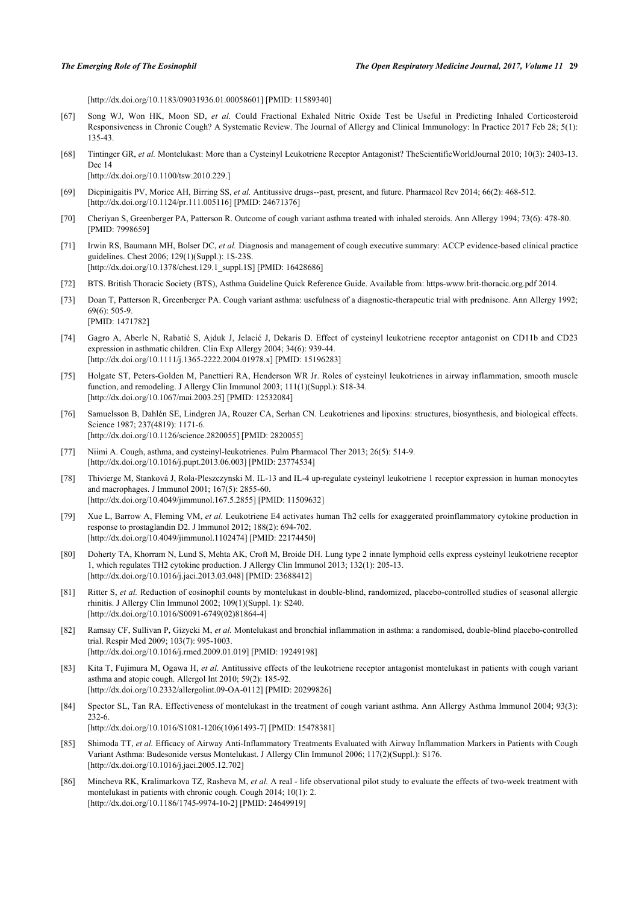[http://dx.doi.org/10.1183/09031936.01.00058601] [PMID: 11589340]

[67] Song WJ, Won HK, Moon SD, *et al.* Could Fractional Exhaled Nitric Oxide Test be Useful in Predicting Inhaled Corticosteroid Responsiveness in Chronic Cough? A Systematic Review. The Journal of Allergy and Clinical Immunology: In Practice 2017 Feb 28; 5(1): 135-43.

[68] Tintinger GR, *et al.* Montelukast: More than a Cysteinyl Leukotriene Receptor Antagonist? TheScientificWorldJournal 2010; 10(3): 2403-13. Dec 14
[http://dx.doi.org/10.1100/tsw.2010.229.]

[69] Dicpinigaitis PV, Morice AH, Birring SS, *et al.* Antitussive drugs--past, present, and future. Pharmacol Rev 2014; 66(2): 468-512. [http://dx.doi.org/10.1124/pr.111.005116] [PMID: 24671376]

[70] Cheriyan S, Greenberger PA, Patterson R. Outcome of cough variant asthma treated with inhaled steroids. Ann Allergy 1994; 73(6): 478-80. [PMID: 7998659]

[71] Irwin RS, Baumann MH, Bolser DC, *et al.* Diagnosis and management of cough executive summary: ACCP evidence-based clinical practice guidelines. Chest 2006; 129(1)(Suppl.): 1S-23S.
[http://dx.doi.org/10.1378/chest.129.1_suppl.1S] [PMID: 16428686]

[72] BTS. British Thoracic Society (BTS), Asthma Guideline Quick Reference Guide. Available from: https-www.brit-thoracic.org.pdf 2014.

[73] Doan T, Patterson R, Greenberger PA. Cough variant asthma: usefulness of a diagnostic-therapeutic trial with prednisone. Ann Allergy 1992; 69(6): 505-9.
[PMID: 1471782]

[74] Gagro A, Aberle N, Rabatić S, Ajduk J, Jelacić J, Dekaris D. Effect of cysteinyl leukotriene receptor antagonist on CD11b and CD23 expression in asthmatic children. Clin Exp Allergy 2004; 34(6): 939-44.
[http://dx.doi.org/10.1111/j.1365-2222.2004.01978.x] [PMID: 15196283]

[75] Holgate ST, Peters-Golden M, Panettieri RA, Henderson WR Jr. Roles of cysteinyl leukotrienes in airway inflammation, smooth muscle function, and remodeling. J Allergy Clin Immunol 2003; 111(1)(Suppl.): S18-34.
[http://dx.doi.org/10.1067/mai.2003.25] [PMID: 12532084]

[76] Samuelsson B, Dahlén SE, Lindgren JA, Rouzer CA, Serhan CN. Leukotrienes and lipoxins: structures, biosynthesis, and biological effects. Science 1987; 237(4819): 1171-6.
[http://dx.doi.org/10.1126/science.2820055] [PMID: 2820055]

[77] Niimi A. Cough, asthma, and cysteinyl-leukotrienes. Pulm Pharmacol Ther 2013; 26(5): 514-9.
[http://dx.doi.org/10.1016/j.pupt.2013.06.003] [PMID: 23774534]

[78] Thivierge M, Stanková J, Rola-Pleszczynski M. IL-13 and IL-4 up-regulate cysteinyl leukotriene 1 receptor expression in human monocytes and macrophages. J Immunol 2001; 167(5): 2855-60.
[http://dx.doi.org/10.4049/jimmunol.167.5.2855] [PMID: 11509632]

[79] Xue L, Barrow A, Fleming VM, *et al.* Leukotriene E4 activates human Th2 cells for exaggerated proinflammatory cytokine production in response to prostaglandin D2. J Immunol 2012; 188(2): 694-702.
[http://dx.doi.org/10.4049/jimmunol.1102474] [PMID: 22174450]

[80] Doherty TA, Khorram N, Lund S, Mehta AK, Croft M, Broide DH. Lung type 2 innate lymphoid cells express cysteinyl leukotriene receptor 1, which regulates TH2 cytokine production. J Allergy Clin Immunol 2013; 132(1): 205-13.
[http://dx.doi.org/10.1016/j.jaci.2013.03.048] [PMID: 23688412]

[81] Ritter S, *et al.* Reduction of eosinophil counts by montelukast in double-blind, randomized, placebo-controlled studies of seasonal allergic rhinitis. J Allergy Clin Immunol 2002; 109(1)(Suppl. 1): S240.
[http://dx.doi.org/10.1016/S0091-6749(02)81864-4]

[82] Ramsay CF, Sullivan P, Gizycki M, *et al.* Montelukast and bronchial inflammation in asthma: a randomised, double-blind placebo-controlled trial. Respir Med 2009; 103(7): 995-1003.
[http://dx.doi.org/10.1016/j.rmed.2009.01.019] [PMID: 19249198]

[83] Kita T, Fujimura M, Ogawa H, *et al.* Antitussive effects of the leukotriene receptor antagonist montelukast in patients with cough variant asthma and atopic cough. Allergol Int 2010; 59(2): 185-92.
[http://dx.doi.org/10.2332/allergolint.09-OA-0112] [PMID: 20299826]

[84] Spector SL, Tan RA. Effectiveness of montelukast in the treatment of cough variant asthma. Ann Allergy Asthma Immunol 2004; 93(3): 232-6.
[http://dx.doi.org/10.1016/S1081-1206(10)61493-7] [PMID: 15478381]

[85] Shimoda TT, *et al.* Efficacy of Airway Anti-Inflammatory Treatments Evaluated with Airway Inflammation Markers in Patients with Cough Variant Asthma: Budesonide versus Montelukast. J Allergy Clin Immunol 2006; 117(2)(Suppl.): S176.
[http://dx.doi.org/10.1016/j.jaci.2005.12.702]

[86] Mincheva RK, Kralimarkova TZ, Rasheva M, *et al.* A real - life observational pilot study to evaluate the effects of two-week treatment with montelukast in patients with chronic cough. Cough 2014; 10(1): 2.
[http://dx.doi.org/10.1186/1745-9974-10-2] [PMID: 24649919]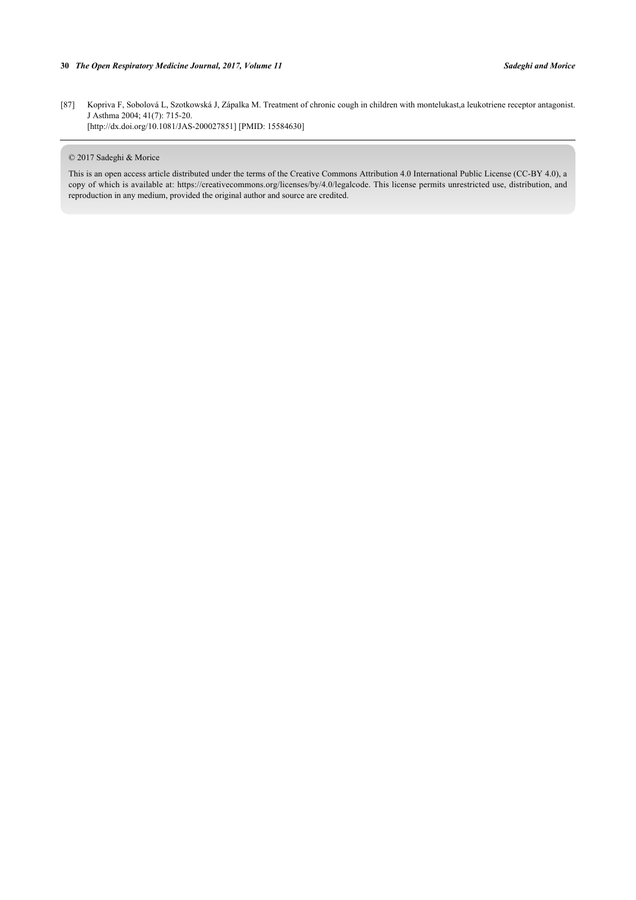[87] Kopriva F, Sobolová L, Szotkowská J, Zápalka M. Treatment of chronic cough in children with montelukast,a leukotriene receptor antagonist. J Asthma 2004; 41(7): 715-20.
[http://dx.doi.org/10.1081/JAS-200027851] [PMID: 15584630]

---

© 2017 Sadeghi & Morice

This is an open access article distributed under the terms of the Creative Commons Attribution 4.0 International Public License (CC-BY 4.0), a copy of which is available at: https://creativecommons.org/licenses/by/4.0/legalcode. This license permits unrestricted use, distribution, and reproduction in any medium, provided the original author and source are credited.